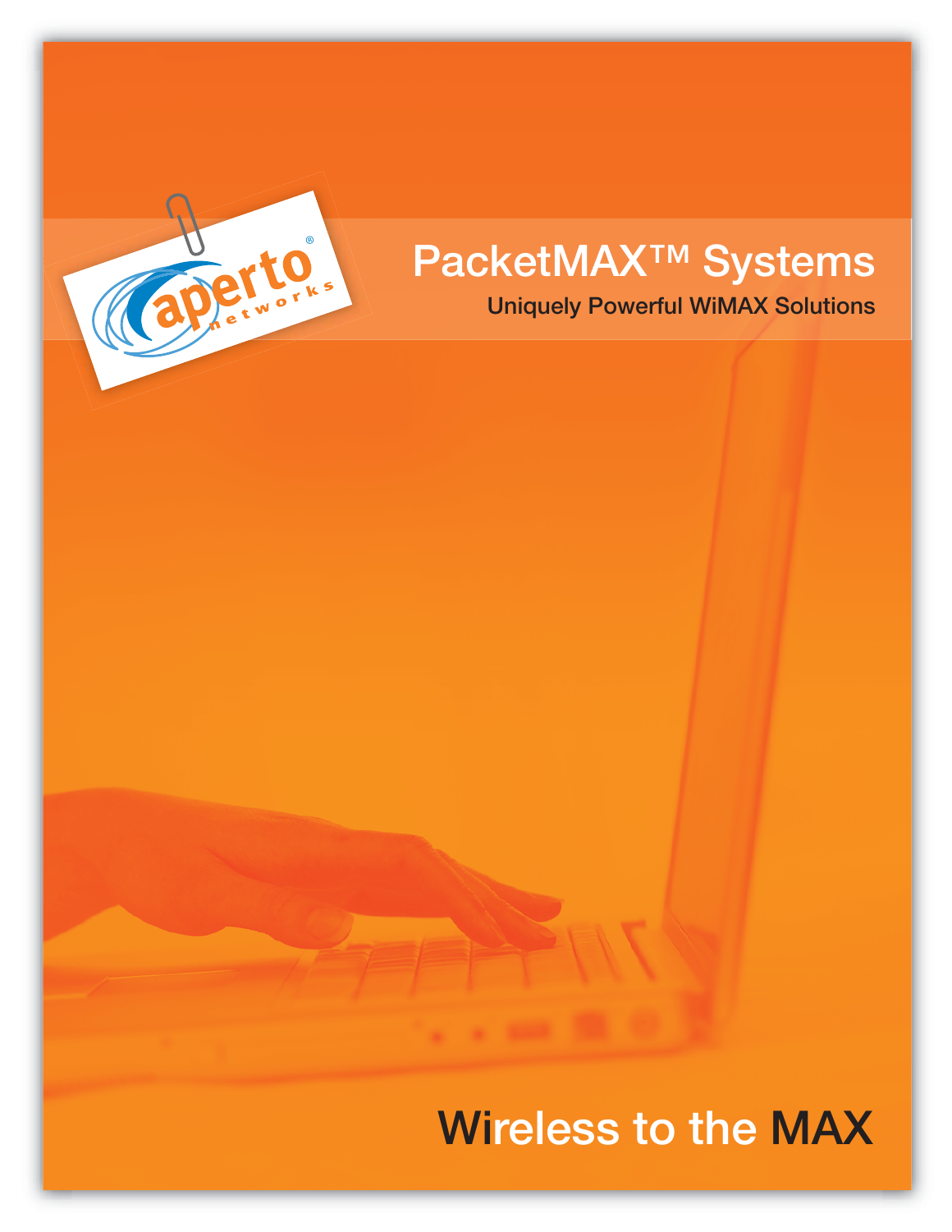aperto networks®

# PacketMAX™ Systems

Uniquely Powerful WiMAX Solutions

## Wireless to the MAX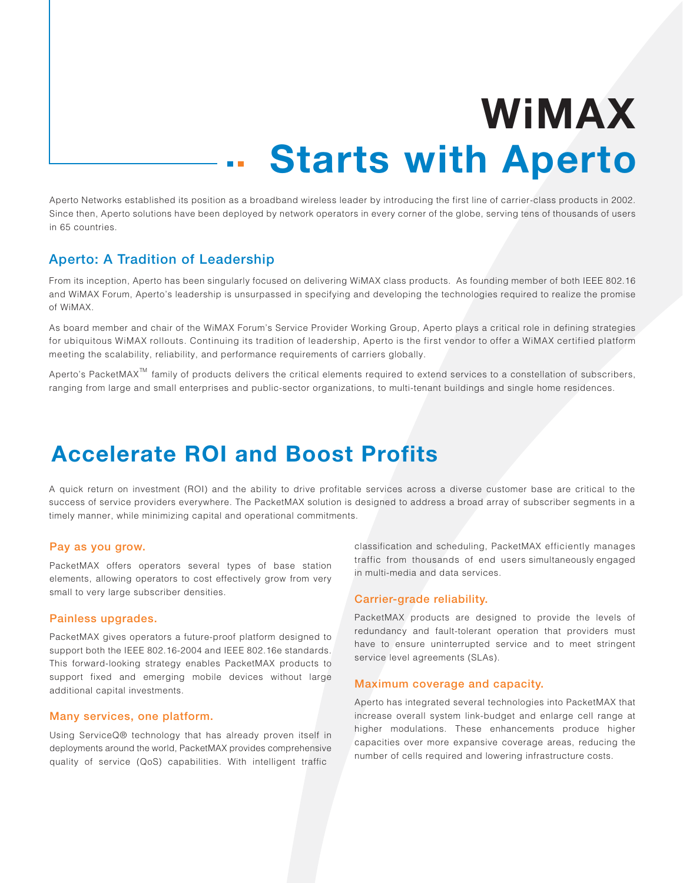# WiMAX
# Starts with Aperto

Aperto Networks established its position as a broadband wireless leader by introducing the first line of carrier-class products in 2002. Since then, Aperto solutions have been deployed by network operators in every corner of the globe, serving tens of thousands of users in 65 countries.

## Aperto: A Tradition of Leadership

From its inception, Aperto has been singularly focused on delivering WiMAX class products. As founding member of both IEEE 802.16 and WiMAX Forum, Aperto's leadership is unsurpassed in specifying and developing the technologies required to realize the promise of WiMAX.

As board member and chair of the WiMAX Forum's Service Provider Working Group, Aperto plays a critical role in defining strategies for ubiquitous WiMAX rollouts. Continuing its tradition of leadership, Aperto is the first vendor to offer a WiMAX certified platform meeting the scalability, reliability, and performance requirements of carriers globally.

Aperto's PacketMAX™ family of products delivers the critical elements required to extend services to a constellation of subscribers, ranging from large and small enterprises and public-sector organizations, to multi-tenant buildings and single home residences.

# Accelerate ROI and Boost Profits

A quick return on investment (ROI) and the ability to drive profitable services across a diverse customer base are critical to the success of service providers everywhere. The PacketMAX solution is designed to address a broad array of subscriber segments in a timely manner, while minimizing capital and operational commitments.

### Pay as you grow.

PacketMAX offers operators several types of base station elements, allowing operators to cost effectively grow from very small to very large subscriber densities.

### Painless upgrades.

PacketMAX gives operators a future-proof platform designed to support both the IEEE 802.16-2004 and IEEE 802.16e standards. This forward-looking strategy enables PacketMAX products to support fixed and emerging mobile devices without large additional capital investments.

### Many services, one platform.

Using ServiceQ® technology that has already proven itself in deployments around the world, PacketMAX provides comprehensive quality of service (QoS) capabilities. With intelligent traffic classification and scheduling, PacketMAX efficiently manages traffic from thousands of end users simultaneously engaged in multi-media and data services.

### Carrier-grade reliability.

PacketMAX products are designed to provide the levels of redundancy and fault-tolerant operation that providers must have to ensure uninterrupted service and to meet stringent service level agreements (SLAs).

### Maximum coverage and capacity.

Aperto has integrated several technologies into PacketMAX that increase overall system link-budget and enlarge cell range at higher modulations. These enhancements produce higher capacities over more expansive coverage areas, reducing the number of cells required and lowering infrastructure costs.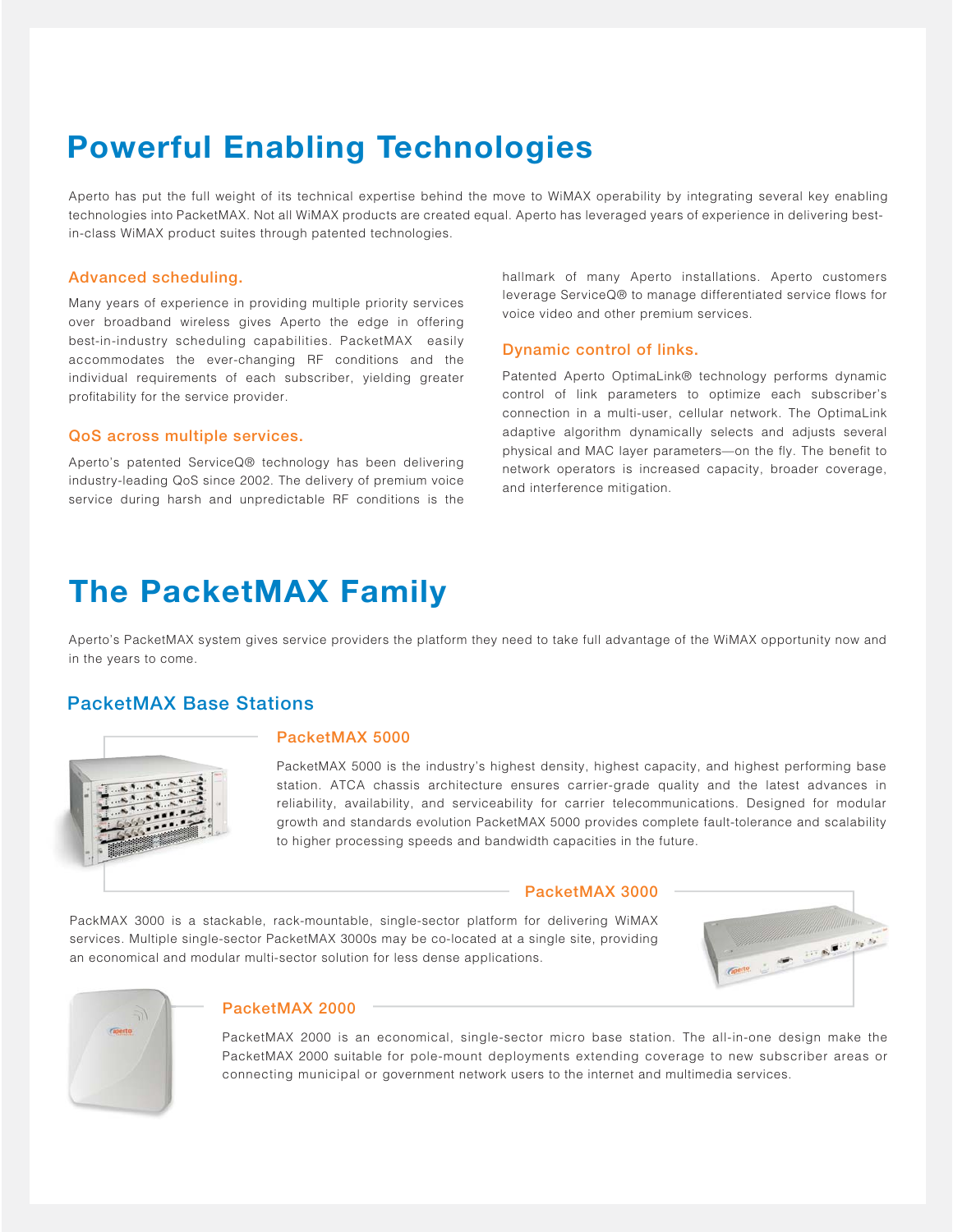# Powerful Enabling Technologies

Aperto has put the full weight of its technical expertise behind the move to WiMAX operability by integrating several key enabling technologies into PacketMAX. Not all WiMAX products are created equal. Aperto has leveraged years of experience in delivering best-in-class WiMAX product suites through patented technologies.

### Advanced scheduling.

Many years of experience in providing multiple priority services over broadband wireless gives Aperto the edge in offering best-in-industry scheduling capabilities. PacketMAX easily accommodates the ever-changing RF conditions and the individual requirements of each subscriber, yielding greater profitability for the service provider.

### QoS across multiple services.

Aperto's patented ServiceQ® technology has been delivering industry-leading QoS since 2002. The delivery of premium voice service during harsh and unpredictable RF conditions is the hallmark of many Aperto installations. Aperto customers leverage ServiceQ® to manage differentiated service flows for voice video and other premium services.

### Dynamic control of links.

Patented Aperto OptimaLink® technology performs dynamic control of link parameters to optimize each subscriber's connection in a multi-user, cellular network. The OptimaLink adaptive algorithm dynamically selects and adjusts several physical and MAC layer parameters—on the fly. The benefit to network operators is increased capacity, broader coverage, and interference mitigation.

# The PacketMAX Family

Aperto's PacketMAX system gives service providers the platform they need to take full advantage of the WiMAX opportunity now and in the years to come.

## PacketMAX Base Stations

### PacketMAX 5000

PacketMAX 5000 is the industry's highest density, highest capacity, and highest performing base station. ATCA chassis architecture ensures carrier-grade quality and the latest advances in reliability, availability, and serviceability for carrier telecommunications. Designed for modular growth and standards evolution PacketMAX 5000 provides complete fault-tolerance and scalability to higher processing speeds and bandwidth capacities in the future.

### PacketMAX 3000

PackMAX 3000 is a stackable, rack-mountable, single-sector platform for delivering WiMAX services. Multiple single-sector PacketMAX 3000s may be co-located at a single site, providing an economical and modular multi-sector solution for less dense applications.

### PacketMAX 2000

PacketMAX 2000 is an economical, single-sector micro base station. The all-in-one design make the PacketMAX 2000 suitable for pole-mount deployments extending coverage to new subscriber areas or connecting municipal or government network users to the internet and multimedia services.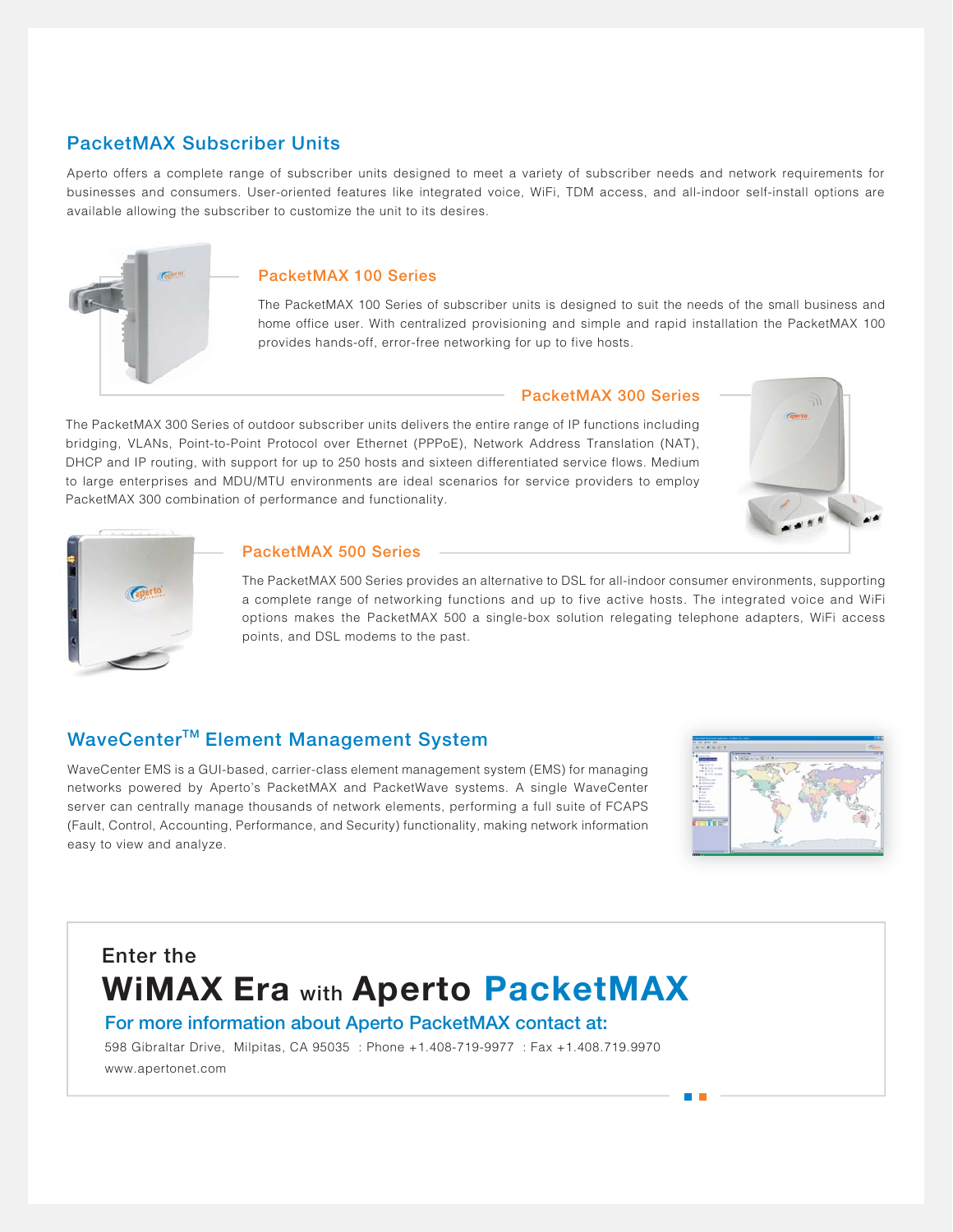## PacketMAX Subscriber Units

Aperto offers a complete range of subscriber units designed to meet a variety of subscriber needs and network requirements for businesses and consumers. User-oriented features like integrated voice, WiFi, TDM access, and all-indoor self-install options are available allowing the subscriber to customize the unit to its desires.

### PacketMAX 100 Series

The PacketMAX 100 Series of subscriber units is designed to suit the needs of the small business and home office user. With centralized provisioning and simple and rapid installation the PacketMAX 100 provides hands-off, error-free networking for up to five hosts.

### PacketMAX 300 Series

The PacketMAX 300 Series of outdoor subscriber units delivers the entire range of IP functions including bridging, VLANs, Point-to-Point Protocol over Ethernet (PPPoE), Network Address Translation (NAT), DHCP and IP routing, with support for up to 250 hosts and sixteen differentiated service flows. Medium to large enterprises and MDU/MTU environments are ideal scenarios for service providers to employ PacketMAX 300 combination of performance and functionality.

### PacketMAX 500 Series

The PacketMAX 500 Series provides an alternative to DSL for all-indoor consumer environments, supporting a complete range of networking functions and up to five active hosts. The integrated voice and WiFi options makes the PacketMAX 500 a single-box solution relegating telephone adapters, WiFi access points, and DSL modems to the past.

## WaveCenter™ Element Management System

WaveCenter EMS is a GUI-based, carrier-class element management system (EMS) for managing networks powered by Aperto's PacketMAX and PacketWave systems. A single WaveCenter server can centrally manage thousands of network elements, performing a full suite of FCAPS (Fault, Control, Accounting, Performance, and Security) functionality, making network information easy to view and analyze.

Enter the

# WiMAX Era with Aperto PacketMAX

**For more information about Aperto PacketMAX contact at:**

598 Gibraltar Drive, Milpitas, CA 95035 : Phone +1.408-719-9977 : Fax +1.408.719.9970

www.apertonet.com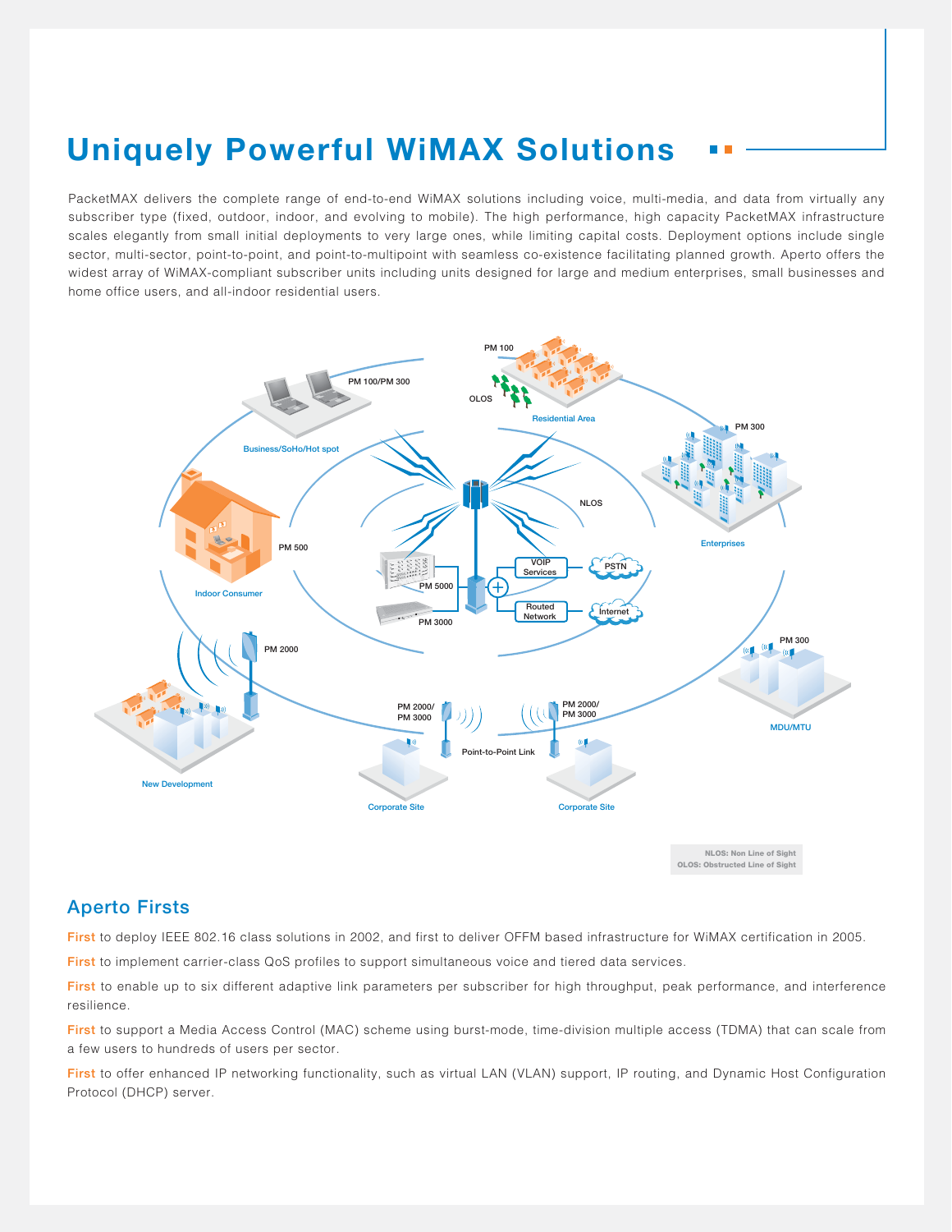# Uniquely Powerful WiMAX Solutions

PacketMAX delivers the complete range of end-to-end WiMAX solutions including voice, multi-media, and data from virtually any subscriber type (fixed, outdoor, indoor, and evolving to mobile). The high performance, high capacity PacketMAX infrastructure scales elegantly from small initial deployments to very large ones, while limiting capital costs. Deployment options include single sector, multi-sector, point-to-point, and point-to-multipoint with seamless co-existence facilitating planned growth. Aperto offers the widest array of WiMAX-compliant subscriber units including units designed for large and medium enterprises, small businesses and home office users, and all-indoor residential users.

NLOS: Non Line of Sight
OLOS: Obstructed Line of Sight

## Aperto Firsts

**First** to deploy IEEE 802.16 class solutions in 2002, and first to deliver OFFM based infrastructure for WiMAX certification in 2005.

**First** to implement carrier-class QoS profiles to support simultaneous voice and tiered data services.

**First** to enable up to six different adaptive link parameters per subscriber for high throughput, peak performance, and interference resilience.

**First** to support a Media Access Control (MAC) scheme using burst-mode, time-division multiple access (TDMA) that can scale from a few users to hundreds of users per sector.

**First** to offer enhanced IP networking functionality, such as virtual LAN (VLAN) support, IP routing, and Dynamic Host Configuration Protocol (DHCP) server.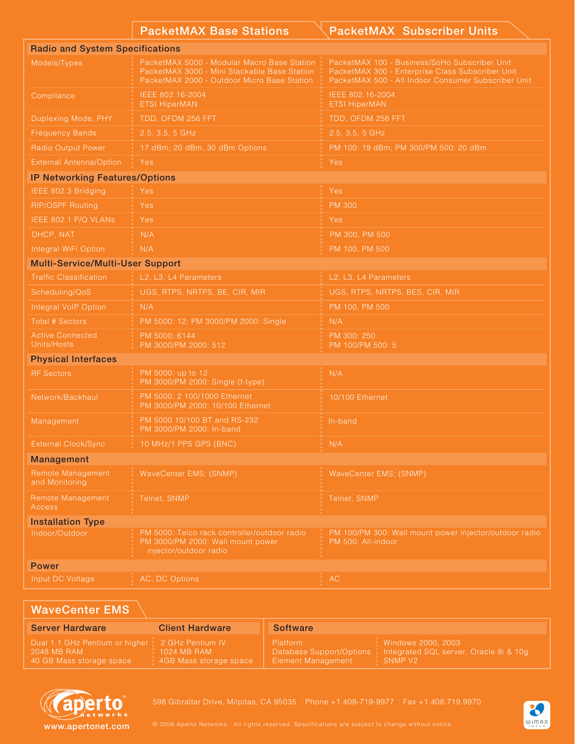| | PacketMAX Base Stations | PacketMAX Subscriber Units |
|---|---|---|
| **Radio and System Specifications** | | |
| Models/Types | PacketMAX 5000 - Modular Macro Base Station<br>PacketMAX 3000 - Mini Stackable Base Station<br>PacketMAX 2000 - Outdoor Micro Base Station | PacketMAX 100 - Business/SoHo Subscriber Unit<br>PacketMAX 300 - Enterprise Class Subscriber Unit<br>PacketMAX 500 - All Indoor Consumer Subscriber Unit |
| Compliance | IEEE 802.16-2004<br>ETSI HiperMAN | IEEE 802.16-2004<br>ETSI HiperMAN |
| Duplexing Mode, PHY | TDD, OFDM 256 FFT | TDD, OFDM 256 FFT |
| Frequency Bands | 2.5, 3.5, 5 GHz | 2.5, 3.5, 5 GHz |
| Radio Output Power | 17 dBm, 20 dBm, 30 dBm Options | PM 100: 19 dBm; PM 300/PM 500: 20 dBm |
| External Antenna/Option | Yes | Yes |
| **IP Networking Features/Options** | | |
| IEEE 802.3 Bridging | Yes | Yes |
| RIP/OSPF Routing | Yes | PM 300 |
| IEEE 802.1 P/Q VLANs | Yes | Yes |
| DHCP, NAT | N/A | PM 300, PM 500 |
| Integral WiFi Option | N/A | PM 100, PM 500 |
| **Multi-Service/Multi-User Support** | | |
| Traffic Classification | L2, L3, L4 Parameters | L2, L3, L4 Parameters |
| Scheduling/QoS | UGS, RTPS, NRTPS, BE, CIR, MIR | UGS, RTPS, NRTPS, BES, CIR, MIR |
| Integral VoIP Option | N/A | PM 100, PM 500 |
| Total # Sectors | PM 5000: 12; PM 3000/PM 2000: Single | N/A |
| Active Connected Units/Hosts | PM 5000: 6144<br>PM 3000/PM 2000: 512 | PM 300: 250<br>PM 100/PM 500: 5 |
| **Physical Interfaces** | | |
| RF Sectors | PM 5000: up to 12<br>PM 3000/PM 2000: Single (f-type) | N/A |
| Network/Backhaul | PM 5000: 2 100/1000 Ethernet<br>PM 3000/PM 2000: 10/100 Ethernet | 10/100 Ethernet |
| Management | PM 5000 10/100 BT and RS-232<br>PM 3000/PM 2000: In-band | In-band |
| External Clock/Sync | 10 MHz/1 PPS GPS (BNC) | N/A |
| **Management** | | |
| Remote Management and Monitoring | WaveCenter EMS; (SNMP) | WaveCenter EMS; (SNMP) |
| Remote Management Access | Telnet, SNMP | Telnet, SNMP |
| **Installation Type** | | |
| Indoor/Outdoor | PM 5000: Telco rack controller/outdoor radio<br>PM 3000/PM 2000: Wall mount power injector/outdoor radio | PM 100/PM 300: Wall mount power injector/outdoor radio<br>PM 500: All-indoor |
| **Power** | | |
| Input DC Voltage | AC, DC Options | AC |

## WaveCenter EMS

| Server Hardware | Client Hardware |
|---|---|
| Dual 1.1 GHz Pentium or higher | 2 GHz Pentium IV |
| 2048 MB RAM | 1024 MB RAM |
| 40 GB Mass storage space | 4GB Mass storage space |

| Software | |
|---|---|
| Platform | Windows 2000, 2003 |
| Database Support/Options | Integrated SQL server, Oracle 8i & 10g |
| Element Management | SNMP V2 |

aperto networks

www.apertonet.com

598 Gibraltar Drive, Milpitas, CA 95035 : Phone +1.408-719-9977 : Fax +1.408.719.9970

© 2006 Aperto Networks. All rights reserved. Specifications are subject to change without notice.

WiMAX FORUM